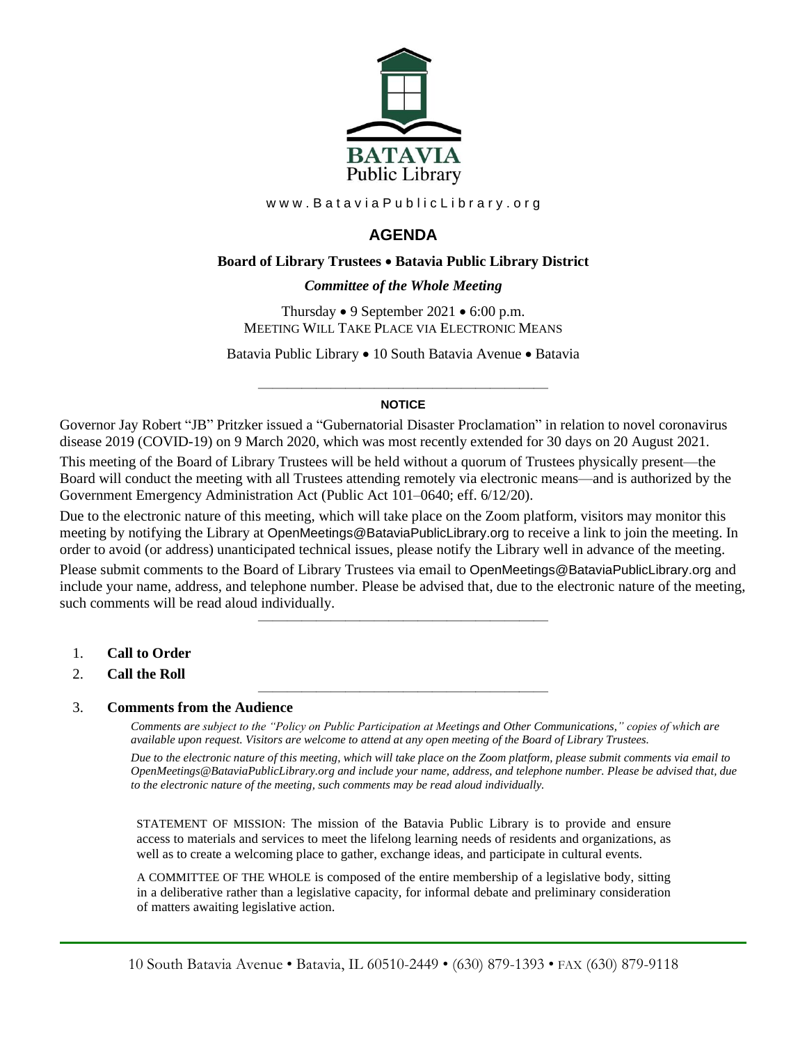BATAVIA
Public Library

www.BataviaPublicLibrary.org

# AGENDA

**Board of Library Trustees • Batavia Public Library District**

***Committee of the Whole Meeting***

Thursday • 9 September 2021 • 6:00 p.m.
MEETING WILL TAKE PLACE VIA ELECTRONIC MEANS

Batavia Public Library • 10 South Batavia Avenue • Batavia

---

**NOTICE**

Governor Jay Robert "JB" Pritzker issued a "Gubernatorial Disaster Proclamation" in relation to novel coronavirus disease 2019 (COVID-19) on 9 March 2020, which was most recently extended for 30 days on 20 August 2021.

This meeting of the Board of Library Trustees will be held without a quorum of Trustees physically present—the Board will conduct the meeting with all Trustees attending remotely via electronic means—and is authorized by the Government Emergency Administration Act (Public Act 101–0640; eff. 6/12/20).

Due to the electronic nature of this meeting, which will take place on the Zoom platform, visitors may monitor this meeting by notifying the Library at OpenMeetings@BataviaPublicLibrary.org to receive a link to join the meeting. In order to avoid (or address) unanticipated technical issues, please notify the Library well in advance of the meeting.

Please submit comments to the Board of Library Trustees via email to OpenMeetings@BataviaPublicLibrary.org and include your name, address, and telephone number. Please be advised that, due to the electronic nature of the meeting, such comments will be read aloud individually.

---

1. **Call to Order**
2. **Call the Roll**

---

3. **Comments from the Audience**

   *Comments are subject to the "Policy on Public Participation at Meetings and Other Communications," copies of which are available upon request. Visitors are welcome to attend at any open meeting of the Board of Library Trustees.*

   *Due to the electronic nature of this meeting, which will take place on the Zoom platform, please submit comments via email to OpenMeetings@BataviaPublicLibrary.org and include your name, address, and telephone number. Please be advised that, due to the electronic nature of the meeting, such comments may be read aloud individually.*

STATEMENT OF MISSION: The mission of the Batavia Public Library is to provide and ensure access to materials and services to meet the lifelong learning needs of residents and organizations, as well as to create a welcoming place to gather, exchange ideas, and participate in cultural events.

A COMMITTEE OF THE WHOLE is composed of the entire membership of a legislative body, sitting in a deliberative rather than a legislative capacity, for informal debate and preliminary consideration of matters awaiting legislative action.

---

10 South Batavia Avenue • Batavia, IL 60510-2449 • (630) 879-1393 • FAX (630) 879-9118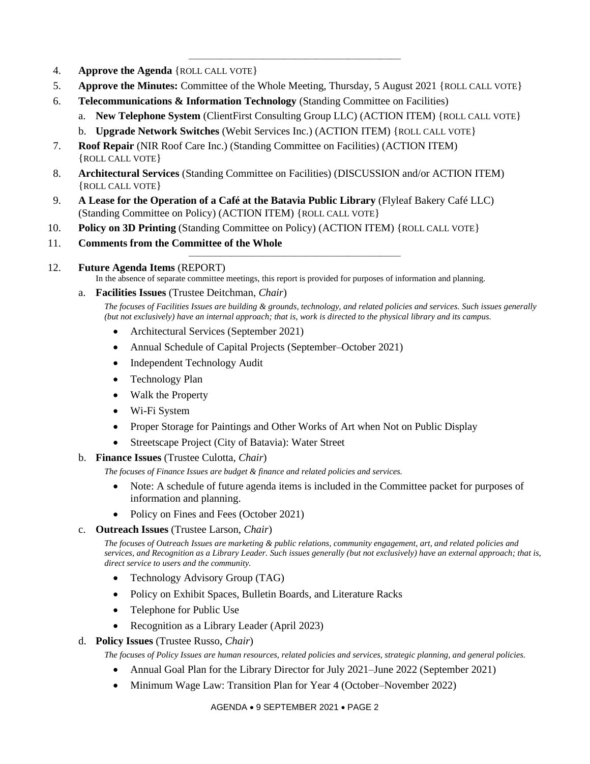---

4. **Approve the Agenda** {ROLL CALL VOTE}
5. **Approve the Minutes:** Committee of the Whole Meeting, Thursday, 5 August 2021 {ROLL CALL VOTE}
6. **Telecommunications & Information Technology** (Standing Committee on Facilities)
   a. **New Telephone System** (ClientFirst Consulting Group LLC) (ACTION ITEM) {ROLL CALL VOTE}
   b. **Upgrade Network Switches** (Webit Services Inc.) (ACTION ITEM) {ROLL CALL VOTE}
7. **Roof Repair** (NIR Roof Care Inc.) (Standing Committee on Facilities) (ACTION ITEM) {ROLL CALL VOTE}
8. **Architectural Services** (Standing Committee on Facilities) (DISCUSSION and/or ACTION ITEM) {ROLL CALL VOTE}
9. **A Lease for the Operation of a Café at the Batavia Public Library** (Flyleaf Bakery Café LLC) (Standing Committee on Policy) (ACTION ITEM) {ROLL CALL VOTE}
10. **Policy on 3D Printing** (Standing Committee on Policy) (ACTION ITEM) {ROLL CALL VOTE}
11. **Comments from the Committee of the Whole**

---

12. **Future Agenda Items** (REPORT)

    In the absence of separate committee meetings, this report is provided for purposes of information and planning.

    a. **Facilities Issues** (Trustee Deitchman, *Chair*)

    *The focuses of Facilities Issues are building & grounds, technology, and related policies and services. Such issues generally (but not exclusively) have an internal approach; that is, work is directed to the physical library and its campus.*

    - Architectural Services (September 2021)
    - Annual Schedule of Capital Projects (September–October 2021)
    - Independent Technology Audit
    - Technology Plan
    - Walk the Property
    - Wi-Fi System
    - Proper Storage for Paintings and Other Works of Art when Not on Public Display
    - Streetscape Project (City of Batavia): Water Street

    b. **Finance Issues** (Trustee Culotta, *Chair*)

    *The focuses of Finance Issues are budget & finance and related policies and services.*

    - Note: A schedule of future agenda items is included in the Committee packet for purposes of information and planning.
    - Policy on Fines and Fees (October 2021)

    c. **Outreach Issues** (Trustee Larson, *Chair*)

    *The focuses of Outreach Issues are marketing & public relations, community engagement, art, and related policies and services, and Recognition as a Library Leader. Such issues generally (but not exclusively) have an external approach; that is, direct service to users and the community.*

    - Technology Advisory Group (TAG)
    - Policy on Exhibit Spaces, Bulletin Boards, and Literature Racks
    - Telephone for Public Use
    - Recognition as a Library Leader (April 2023)

    d. **Policy Issues** (Trustee Russo, *Chair*)

    *The focuses of Policy Issues are human resources, related policies and services, strategic planning, and general policies.*

    - Annual Goal Plan for the Library Director for July 2021–June 2022 (September 2021)
    - Minimum Wage Law: Transition Plan for Year 4 (October–November 2022)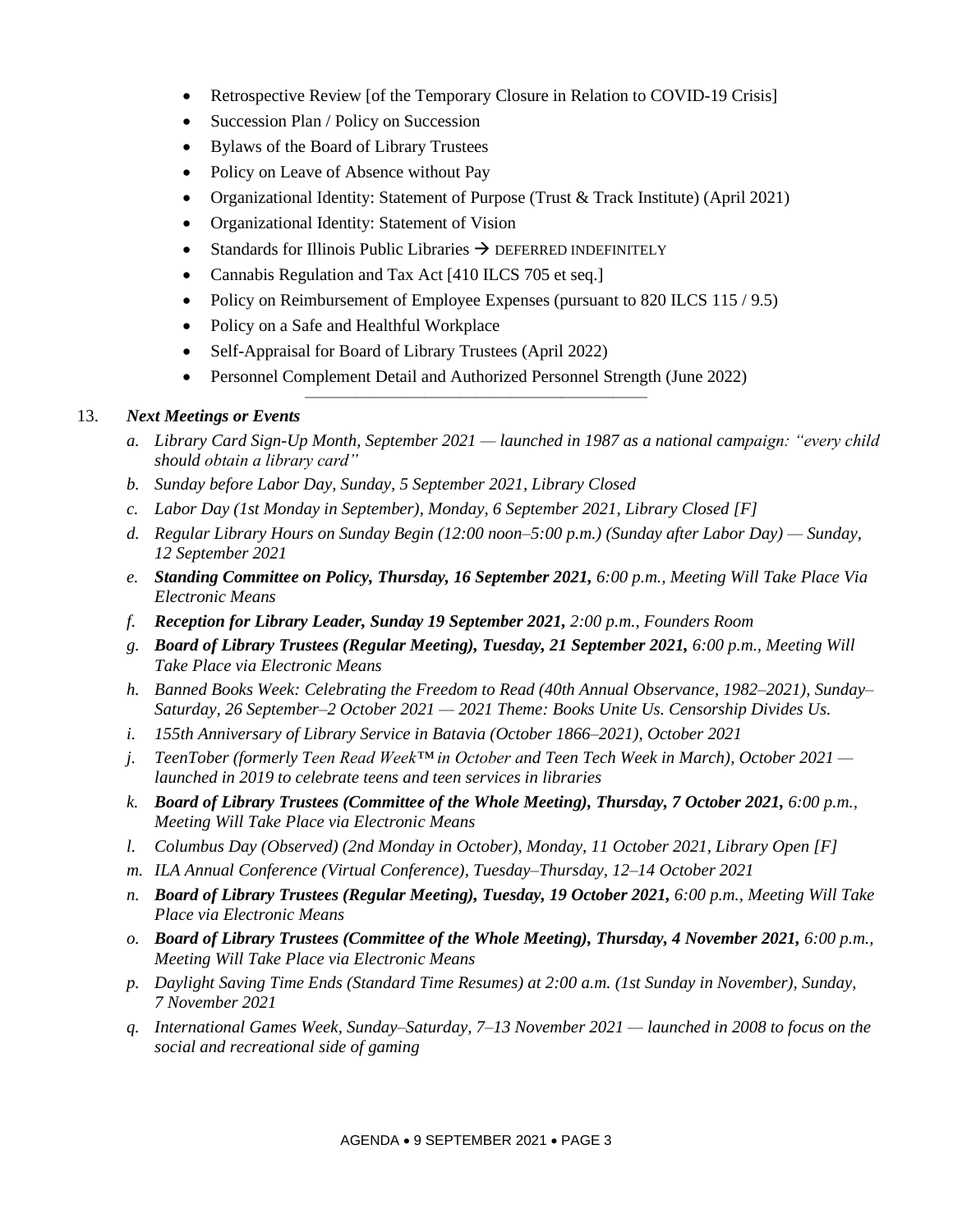- Retrospective Review [of the Temporary Closure in Relation to COVID-19 Crisis]
- Succession Plan / Policy on Succession
- Bylaws of the Board of Library Trustees
- Policy on Leave of Absence without Pay
- Organizational Identity: Statement of Purpose (Trust & Track Institute) (April 2021)
- Organizational Identity: Statement of Vision
- Standards for Illinois Public Libraries → DEFERRED INDEFINITELY
- Cannabis Regulation and Tax Act [410 ILCS 705 et seq.]
- Policy on Reimbursement of Employee Expenses (pursuant to 820 ILCS 115 / 9.5)
- Policy on a Safe and Healthful Workplace
- Self-Appraisal for Board of Library Trustees (April 2022)
- Personnel Complement Detail and Authorized Personnel Strength (June 2022)

---

13. ***Next Meetings or Events***

    a. *Library Card Sign-Up Month, September 2021 — launched in 1987 as a national campaign: "every child should obtain a library card"*
    b. *Sunday before Labor Day, Sunday, 5 September 2021, Library Closed*
    c. *Labor Day (1st Monday in September), Monday, 6 September 2021, Library Closed [F]*
    d. *Regular Library Hours on Sunday Begin (12:00 noon–5:00 p.m.) (Sunday after Labor Day) — Sunday, 12 September 2021*
    e. ***Standing Committee on Policy, Thursday, 16 September 2021,** 6:00 p.m., Meeting Will Take Place Via Electronic Means*
    f. ***Reception for Library Leader, Sunday 19 September 2021,** 2:00 p.m., Founders Room*
    g. ***Board of Library Trustees (Regular Meeting), Tuesday, 21 September 2021,** 6:00 p.m., Meeting Will Take Place via Electronic Means*
    h. *Banned Books Week: Celebrating the Freedom to Read (40th Annual Observance, 1982–2021), Sunday–Saturday, 26 September–2 October 2021 — 2021 Theme: Books Unite Us. Censorship Divides Us.*
    i. *155th Anniversary of Library Service in Batavia (October 1866–2021), October 2021*
    j. *TeenTober (formerly Teen Read Week™ in October and Teen Tech Week in March), October 2021 — launched in 2019 to celebrate teens and teen services in libraries*
    k. ***Board of Library Trustees (Committee of the Whole Meeting), Thursday, 7 October 2021,** 6:00 p.m., Meeting Will Take Place via Electronic Means*
    l. *Columbus Day (Observed) (2nd Monday in October), Monday, 11 October 2021, Library Open [F]*
    m. *ILA Annual Conference (Virtual Conference), Tuesday–Thursday, 12–14 October 2021*
    n. ***Board of Library Trustees (Regular Meeting), Tuesday, 19 October 2021,** 6:00 p.m., Meeting Will Take Place via Electronic Means*
    o. ***Board of Library Trustees (Committee of the Whole Meeting), Thursday, 4 November 2021,** 6:00 p.m., Meeting Will Take Place via Electronic Means*
    p. *Daylight Saving Time Ends (Standard Time Resumes) at 2:00 a.m. (1st Sunday in November), Sunday, 7 November 2021*
    q. *International Games Week, Sunday–Saturday, 7–13 November 2021 — launched in 2008 to focus on the social and recreational side of gaming*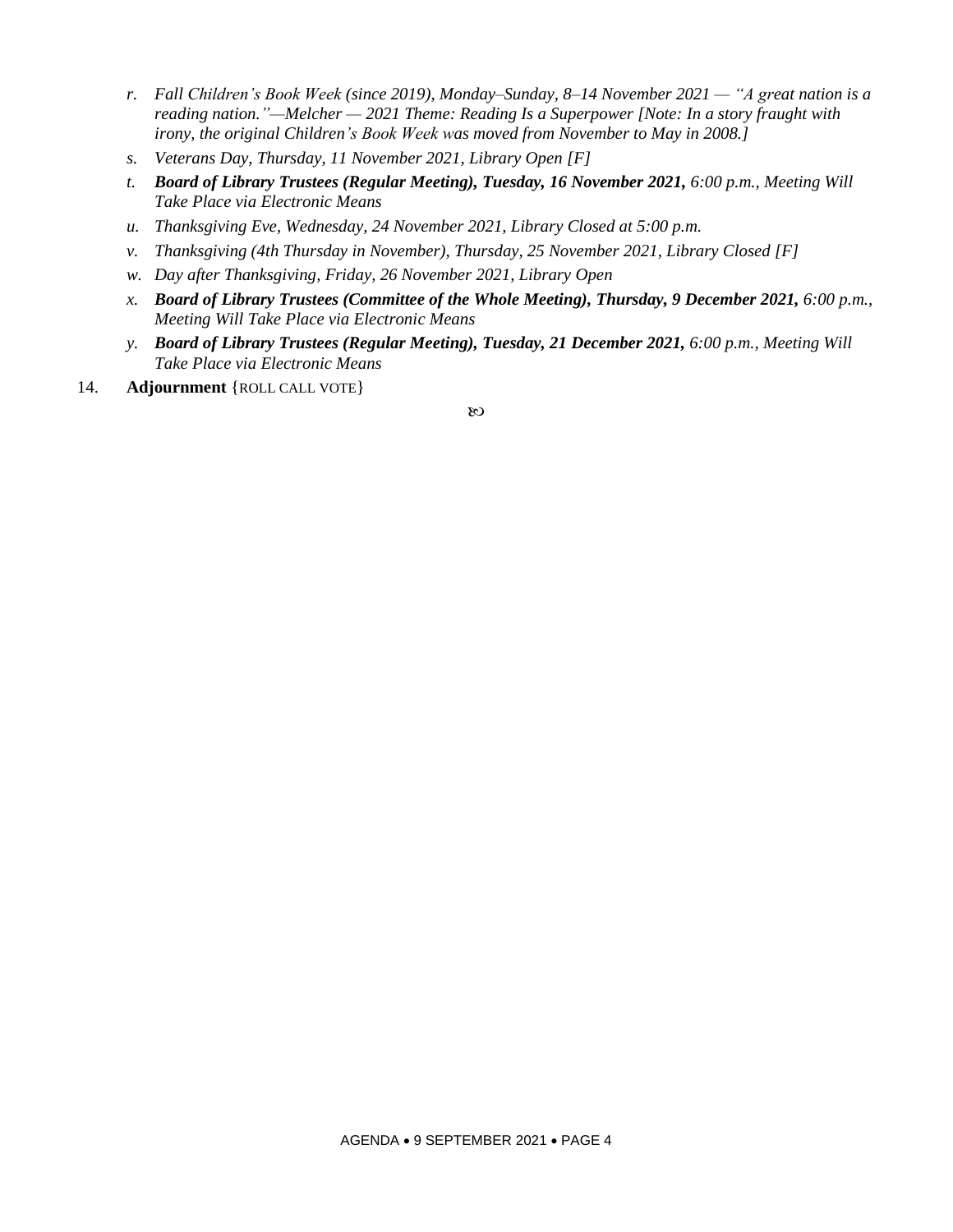r. *Fall Children's Book Week (since 2019), Monday–Sunday, 8–14 November 2021 — "A great nation is a reading nation."—Melcher — 2021 Theme: Reading Is a Superpower [Note: In a story fraught with irony, the original Children's Book Week was moved from November to May in 2008.]*
s. *Veterans Day, Thursday, 11 November 2021, Library Open [F]*
t. ***Board of Library Trustees (Regular Meeting), Tuesday, 16 November 2021,** 6:00 p.m., Meeting Will Take Place via Electronic Means*
u. *Thanksgiving Eve, Wednesday, 24 November 2021, Library Closed at 5:00 p.m.*
v. *Thanksgiving (4th Thursday in November), Thursday, 25 November 2021, Library Closed [F]*
w. *Day after Thanksgiving, Friday, 26 November 2021, Library Open*
x. ***Board of Library Trustees (Committee of the Whole Meeting), Thursday, 9 December 2021,** 6:00 p.m., Meeting Will Take Place via Electronic Means*
y. ***Board of Library Trustees (Regular Meeting), Tuesday, 21 December 2021,** 6:00 p.m., Meeting Will Take Place via Electronic Means*

14. **Adjournment** {ROLL CALL VOTE}

<div align="center">℘</div>